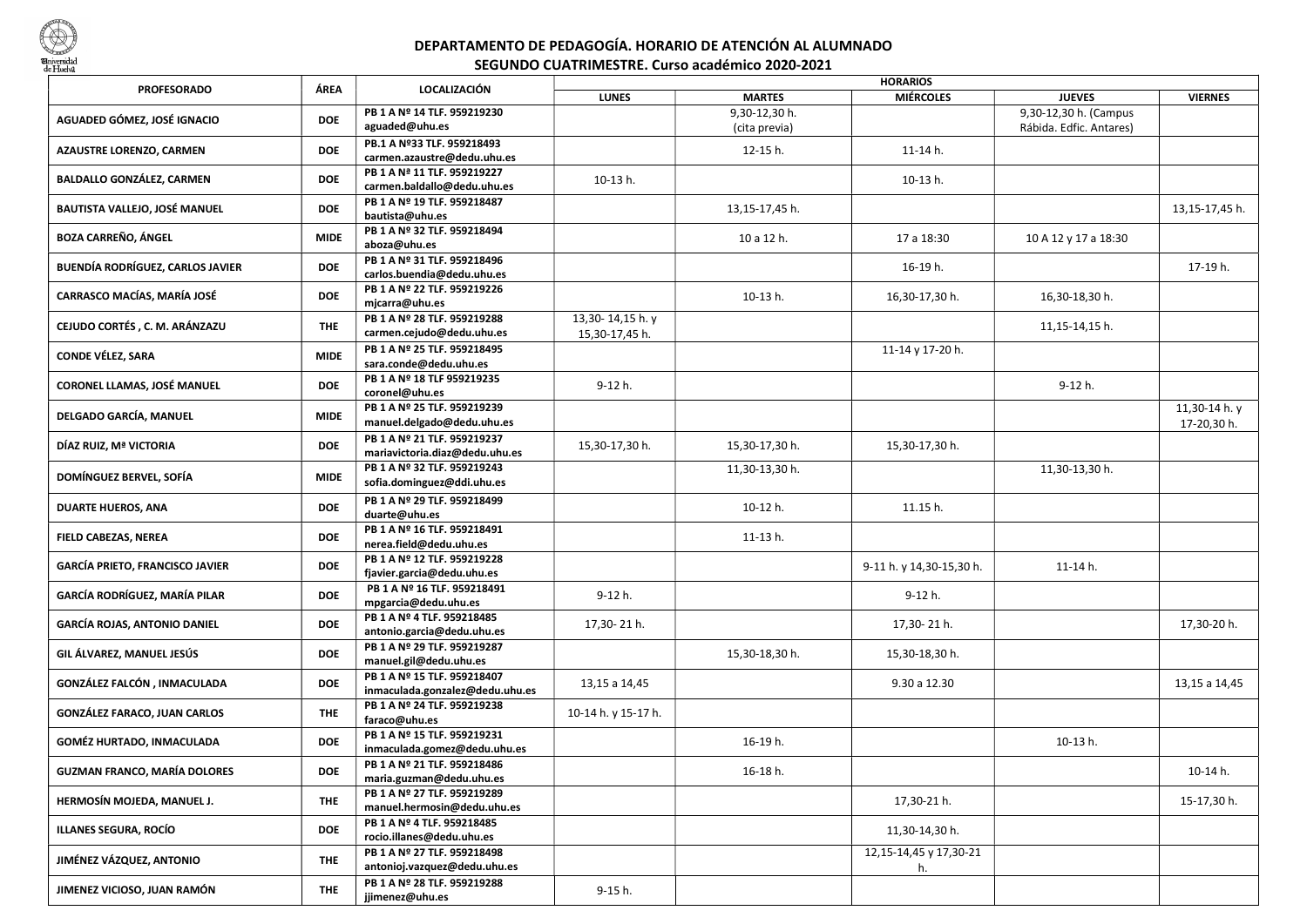# DEPARTAMENTO DE PEDAGOGÍA. HORARIO DE ATENCIÓN AL ALUMNADO

## SEGUNDO CUATRIMESTRE. Curso académico 2020-2021

| PROFESORADO | ÁREA | LOCALIZACIÓN | HORARIOS | | | | |
|---|---|---|---|---|---|---|---|
| | | | LUNES | MARTES | MIÉRCOLES | JUEVES | VIERNES |
| AGUADED GÓMEZ, JOSÉ IGNACIO | DOE | PB 1 A Nº 14 TLF. 959219230 aguaded@uhu.es | | 9,30-12,30 h. (cita previa) | | 9,30-12,30 h. (Campus Rábida. Edfic. Antares) | |
| AZAUSTRE LORENZO, CARMEN | DOE | PB.1 A Nº33 TLF. 959218493 carmen.azaustre@dedu.uhu.es | | 12-15 h. | 11-14 h. | | |
| BALDALLO GONZÁLEZ, CARMEN | DOE | PB 1 A Nº 11 TLF. 959219227 carmen.baldallo@dedu.uhu.es | 10-13 h. | | 10-13 h. | | |
| BAUTISTA VALLEJO, JOSÉ MANUEL | DOE | PB 1 A Nº 19 TLF. 959218487 bautista@uhu.es | | 13,15-17,45 h. | | | 13,15-17,45 h. |
| BOZA CARREÑO, ÁNGEL | MIDE | PB 1 A Nº 32 TLF. 959218494 aboza@uhu.es | | 10 a 12 h. | 17 a 18:30 | 10 A 12 y 17 a 18:30 | |
| BUENDÍA RODRÍGUEZ, CARLOS JAVIER | DOE | PB 1 A Nº 31 TLF. 959218496 carlos.buendia@dedu.uhu.es | | | 16-19 h. | | 17-19 h. |
| CARRASCO MACÍAS, MARÍA JOSÉ | DOE | PB 1 A Nº 22 TLF. 959219226 mjcarra@uhu.es | | 10-13 h. | 16,30-17,30 h. | 16,30-18,30 h. | |
| CEJUDO CORTÉS , C. M. ARÁNZAZU | THE | PB 1 A Nº 28 TLF. 959219288 carmen.cejudo@dedu.uhu.es | 13,30- 14,15 h. y 15,30-17,45 h. | | | 11,15-14,15 h. | |
| CONDE VÉLEZ, SARA | MIDE | PB 1 A Nº 25 TLF. 959218495 sara.conde@dedu.uhu.es | | | 11-14 y 17-20 h. | | |
| CORONEL LLAMAS, JOSÉ MANUEL | DOE | PB 1 A Nº 18 TLF 959219235 coronel@uhu.es | 9-12 h. | | | 9-12 h. | |
| DELGADO GARCÍA, MANUEL | MIDE | PB 1 A Nº 25 TLF. 959219239 manuel.delgado@dedu.uhu.es | | | | | 11,30-14 h. y 17-20,30 h. |
| DÍAZ RUIZ, Mª VICTORIA | DOE | PB 1 A Nº 21 TLF. 959219237 mariavictoria.diaz@dedu.uhu.es | 15,30-17,30 h. | 15,30-17,30 h. | 15,30-17,30 h. | | |
| DOMÍNGUEZ BERVEL, SOFÍA | MIDE | PB 1 A Nº 32 TLF. 959219243 sofia.dominguez@ddi.uhu.es | | 11,30-13,30 h. | | 11,30-13,30 h. | |
| DUARTE HUEROS, ANA | DOE | PB 1 A Nº 29 TLF. 959218499 duarte@uhu.es | | 10-12 h. | 11.15 h. | | |
| FIELD CABEZAS, NEREA | DOE | PB 1 A Nº 16 TLF. 959218491 nerea.field@dedu.uhu.es | | 11-13 h. | | | |
| GARCÍA PRIETO, FRANCISCO JAVIER | DOE | PB 1 A Nº 12 TLF. 959219228 fjavier.garcia@dedu.uhu.es | | | 9-11 h. y 14,30-15,30 h. | 11-14 h. | |
| GARCÍA RODRÍGUEZ, MARÍA PILAR | DOE | PB 1 A Nº 16 TLF. 959218491 mpgarcia@dedu.uhu.es | 9-12 h. | | 9-12 h. | | |
| GARCÍA ROJAS, ANTONIO DANIEL | DOE | PB 1 A Nº 4 TLF. 959218485 antonio.garcia@dedu.uhu.es | 17,30- 21 h. | | 17,30- 21 h. | | 17,30-20 h. |
| GIL ÁLVAREZ, MANUEL JESÚS | DOE | PB 1 A Nº 29 TLF. 959219287 manuel.gil@dedu.uhu.es | | 15,30-18,30 h. | 15,30-18,30 h. | | |
| GONZÁLEZ FALCÓN , INMACULADA | DOE | PB 1 A Nº 15 TLF. 959218407 inmaculada.gonzalez@dedu.uhu.es | 13,15 a 14,45 | | 9.30 a 12.30 | | 13,15 a 14,45 |
| GONZÁLEZ FARACO, JUAN CARLOS | THE | PB 1 A Nº 24 TLF. 959219238 faraco@uhu.es | 10-14 h. y 15-17 h. | | | | |
| GOMÉZ HURTADO, INMACULADA | DOE | PB 1 A Nº 15 TLF. 959219231 inmaculada.gomez@dedu.uhu.es | | 16-19 h. | | 10-13 h. | |
| GUZMAN FRANCO, MARÍA DOLORES | DOE | PB 1 A Nº 21 TLF. 959218486 maria.guzman@dedu.uhu.es | | 16-18 h. | | | 10-14 h. |
| HERMOSÍN MOJEDA, MANUEL J. | THE | PB 1 A Nº 27 TLF. 959219289 manuel.hermosin@dedu.uhu.es | | | 17,30-21 h. | | 15-17,30 h. |
| ILLANES SEGURA, ROCÍO | DOE | PB 1 A Nº 4 TLF. 959218485 rocio.illanes@dedu.uhu.es | | | 11,30-14,30 h. | | |
| JIMÉNEZ VÁZQUEZ, ANTONIO | THE | PB 1 A Nº 27 TLF. 959218498 antonioj.vazquez@dedu.uhu.es | | | 12,15-14,45 y 17,30-21 h. | | |
| JIMENEZ VICIOSO, JUAN RAMÓN | THE | PB 1 A Nº 28 TLF. 959219288 jjimenez@uhu.es | 9-15 h. | | | | |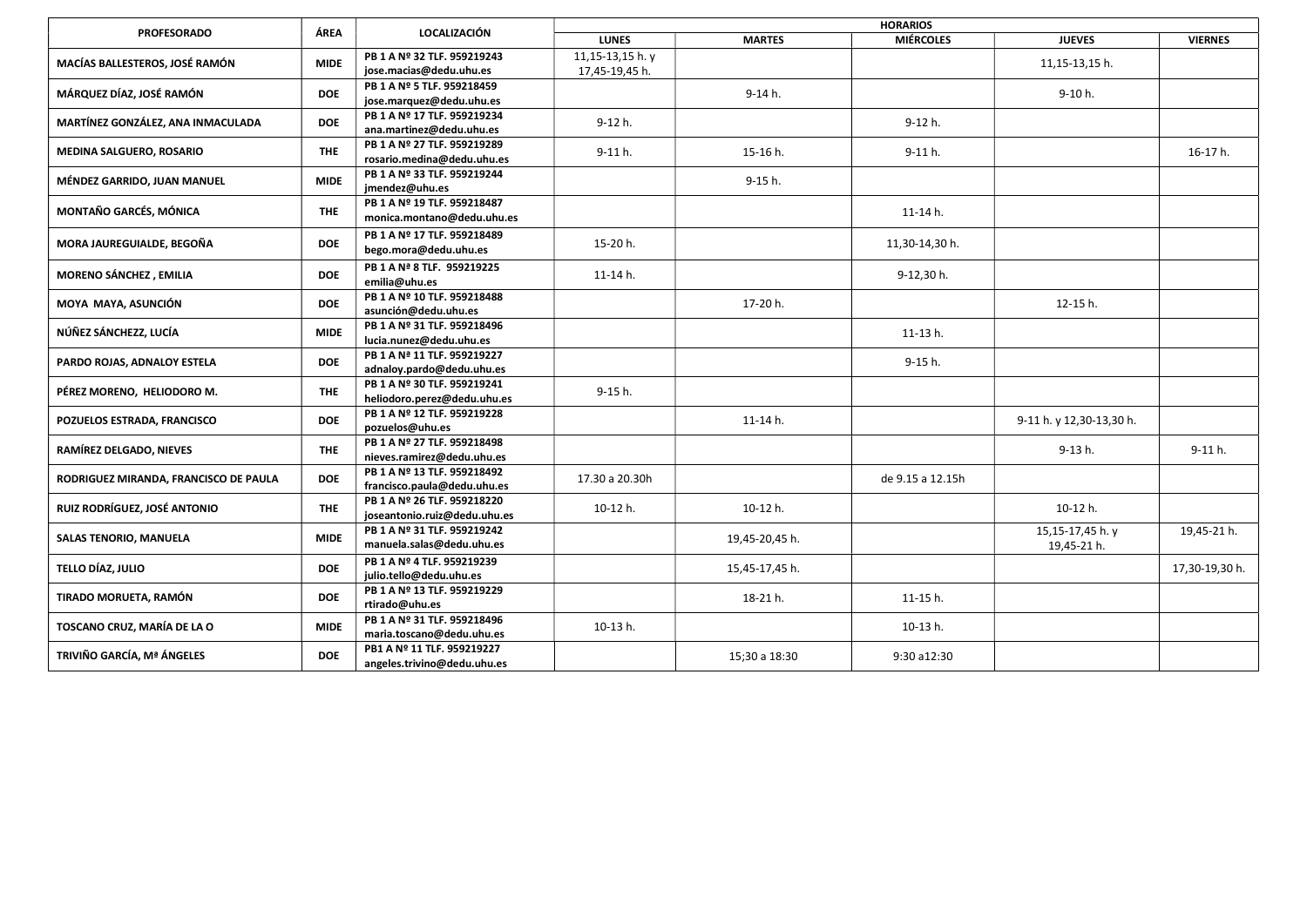| PROFESORADO | ÁREA | LOCALIZACIÓN | HORARIOS | | | | |
|---|---|---|---|---|---|---|---|
| | | | LUNES | MARTES | MIÉRCOLES | JUEVES | VIERNES |
| MACÍAS BALLESTEROS, JOSÉ RAMÓN | MIDE | PB 1 A Nº 32 TLF. 959219243 jose.macias@dedu.uhu.es | 11,15-13,15 h. y 17,45-19,45 h. | | | 11,15-13,15 h. | |
| MÁRQUEZ DÍAZ, JOSÉ RAMÓN | DOE | PB 1 A Nº 5 TLF. 959218459 jose.marquez@dedu.uhu.es | | 9-14 h. | | 9-10 h. | |
| MARTÍNEZ GONZÁLEZ, ANA INMACULADA | DOE | PB 1 A Nº 17 TLF. 959219234 ana.martinez@dedu.uhu.es | 9-12 h. | | 9-12 h. | | |
| MEDINA SALGUERO, ROSARIO | THE | PB 1 A Nº 27 TLF. 959219289 rosario.medina@dedu.uhu.es | 9-11 h. | 15-16 h. | 9-11 h. | | 16-17 h. |
| MÉNDEZ GARRIDO, JUAN MANUEL | MIDE | PB 1 A Nº 33 TLF. 959219244 jmendez@uhu.es | | 9-15 h. | | | |
| MONTAÑO GARCÉS, MÓNICA | THE | PB 1 A Nº 19 TLF. 959218487 monica.montano@dedu.uhu.es | | | 11-14 h. | | |
| MORA JAUREGUIALDE, BEGOÑA | DOE | PB 1 A Nº 17 TLF. 959218489 bego.mora@dedu.uhu.es | 15-20 h. | | 11,30-14,30 h. | | |
| MORENO SÁNCHEZ , EMILIA | DOE | PB 1 A Nª 8 TLF. 959219225 emilia@uhu.es | 11-14 h. | | 9-12,30 h. | | |
| MOYA MAYA, ASUNCIÓN | DOE | PB 1 A Nº 10 TLF. 959218488 asunción@dedu.uhu.es | | 17-20 h. | | 12-15 h. | |
| NÚÑEZ SÁNCHEZZ, LUCÍA | MIDE | PB 1 A Nº 31 TLF. 959218496 lucia.nunez@dedu.uhu.es | | | 11-13 h. | | |
| PARDO ROJAS, ADNALOY ESTELA | DOE | PB 1 A Nª 11 TLF. 959219227 adnaloy.pardo@dedu.uhu.es | | | 9-15 h. | | |
| PÉREZ MORENO, HELIODORO M. | THE | PB 1 A Nº 30 TLF. 959219241 heliodoro.perez@dedu.uhu.es | 9-15 h. | | | | |
| POZUELOS ESTRADA, FRANCISCO | DOE | PB 1 A Nº 12 TLF. 959219228 pozuelos@uhu.es | | 11-14 h. | | 9-11 h. y 12,30-13,30 h. | |
| RAMÍREZ DELGADO, NIEVES | THE | PB 1 A Nº 27 TLF. 959218498 nieves.ramirez@dedu.uhu.es | | | | 9-13 h. | 9-11 h. |
| RODRIGUEZ MIRANDA, FRANCISCO DE PAULA | DOE | PB 1 A Nº 13 TLF. 959218492 francisco.paula@dedu.uhu.es | 17.30 a 20.30h | | de 9.15 a 12.15h | | |
| RUIZ RODRÍGUEZ, JOSÉ ANTONIO | THE | PB 1 A Nº 26 TLF. 959218220 joseantonio.ruiz@dedu.uhu.es | 10-12 h. | 10-12 h. | | 10-12 h. | |
| SALAS TENORIO, MANUELA | MIDE | PB 1 A Nº 31 TLF. 959219242 manuela.salas@dedu.uhu.es | | 19,45-20,45 h. | | 15,15-17,45 h. y 19,45-21 h. | 19,45-21 h. |
| TELLO DÍAZ, JULIO | DOE | PB 1 A Nº 4 TLF. 959219239 julio.tello@dedu.uhu.es | | 15,45-17,45 h. | | | 17,30-19,30 h. |
| TIRADO MORUETA, RAMÓN | DOE | PB 1 A Nº 13 TLF. 959219229 rtirado@uhu.es | | 18-21 h. | 11-15 h. | | |
| TOSCANO CRUZ, MARÍA DE LA O | MIDE | PB 1 A Nº 31 TLF. 959218496 maria.toscano@dedu.uhu.es | 10-13 h. | | 10-13 h. | | |
| TRIVIÑO GARCÍA, Mª ÁNGELES | DOE | PB1 A Nº 11 TLF. 959219227 angeles.trivino@dedu.uhu.es | | 15;30 a 18:30 | 9:30 a12:30 | | |